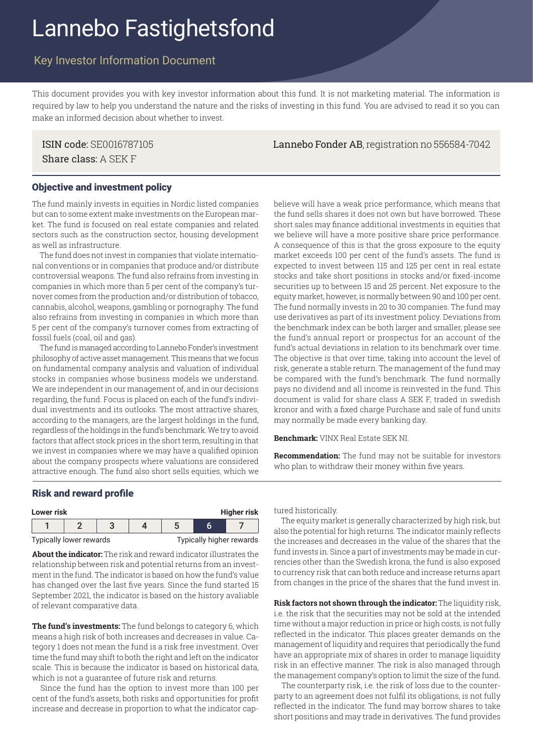# Lannebo Fastighetsfond

## Key Investor Information Document

This document provides you with key investor information about this fund. It is not marketing material. The information is required by law to help you understand the nature and the risks of investing in this fund. You are advised to read it so you can make an informed decision about whether to invest.

**ISIN code:** SE0016787105
**Share class:** A SEK F

**Lannebo Fonder AB**, registration no 556584-7042

### Objective and investment policy

The fund mainly invests in equities in Nordic listed companies but can to some extent make investments on the European market. The fund is focused on real estate companies and related sectors such as the construction sector, housing development as well as infrastructure.

The fund does not invest in companies that violate international conventions or in companies that produce and/or distribute controversial weapons. The fund also refrains from investing in companies in which more than 5 per cent of the company's turnover comes from the production and/or distribution of tobacco, cannabis, alcohol, weapons, gambling or pornography. The fund also refrains from investing in companies in which more than 5 per cent of the company's turnover comes from extracting of fossil fuels (coal, oil and gas).

The fund is managed according to Lannebo Fonder's investment philosophy of active asset management. This means that we focus on fundamental company analysis and valuation of individual stocks in companies whose business models we understand. We are independent in our management of, and in our decisions regarding, the fund. Focus is placed on each of the fund's individual investments and its outlooks. The most attractive shares, according to the managers, are the largest holdings in the fund, regardless of the holdings in the fund's benchmark. We try to avoid factors that affect stock prices in the short term, resulting in that we invest in companies where we may have a qualified opinion about the company prospects where valuations are considered attractive enough. The fund also short sells equities, which we believe will have a weak price performance, which means that the fund sells shares it does not own but have borrowed. These short sales may finance additional investments in equities that we believe will have a more positive share price performance. A consequence of this is that the gross exposure to the equity market exceeds 100 per cent of the fund's assets. The fund is expected to invest between 115 and 125 per cent in real estate stocks and take short positions in stocks and/or fixed-income securities up to between 15 and 25 percent. Net exposure to the equity market, however, is normally between 90 and 100 per cent. The fund normally invests in 20 to 30 companies. The fund may use derivatives as part of its investment policy. Deviations from the benchmark index can be both larger and smaller, please see the fund's annual report or prospectus for an account of the fund's actual deviations in relation to its benchmark over time. The objective is that over time, taking into account the level of risk, generate a stable return. The management of the fund may be compared with the fund's benchmark. The fund normally pays no dividend and all income is reinvested in the fund. This document is valid for share class A SEK F, traded in swedish kronor and with a fixed charge Purchase and sale of fund units may normally be made every banking day.

**Benchmark:** VINX Real Estate SEK NI.

**Recommendation:** The fund may not be suitable for investors who plan to withdraw their money within five years.

### Risk and reward profile

| Lower risk | | | | | | Higher risk |
|---|---|---|---|---|---|---|
| 1 | 2 | 3 | 4 | 5 | **6** | 7 |
| Typically lower rewards | | | | | | Typically higher rewards |

**About the indicator:** The risk and reward indicator illustrates the relationship between risk and potential returns from an investment in the fund. The indicator is based on how the fund's value has changed over the last five years. Since the fund started 15 September 2021, the indicator is based on the history avaliable of relevant comparative data.

**The fund's investments:** The fund belongs to category 6, which means a high risk of both increases and decreases in value. Category 1 does not mean the fund is a risk free investment. Over time the fund may shift to both the right and left on the indicator scale. This is because the indicator is based on historical data, which is not a guarantee of future risk and returns.

Since the fund has the option to invest more than 100 per cent of the fund's assets, both risks and opportunities for profit increase and decrease in proportion to what the indicator captured historically.

The equity market is generally characterized by high risk, but also the potential for high returns. The indicator mainly reflects the increases and decreases in the value of the shares that the fund invests in. Since a part of investments may be made in currencies other than the Swedish krona, the fund is also exposed to currency risk that can both reduce and increase returns apart from changes in the price of the shares that the fund invest in.

**Risk factors not shown through the indicator:** The liquidity risk, i.e. the risk that the securities may not be sold at the intended time without a major reduction in price or high costs, is not fully reflected in the indicator. This places greater demands on the management of liquidity and requires that periodically the fund have an appropriate mix of shares in order to manage liquidity risk in an effective manner. The risk is also managed through the management company's option to limit the size of the fund.

The counterparty risk, i.e. the risk of loss due to the counterparty to an agreement does not fulfil its obligations, is not fully reflected in the indicator. The fund may borrow shares to take short positions and may trade in derivatives. The fund provides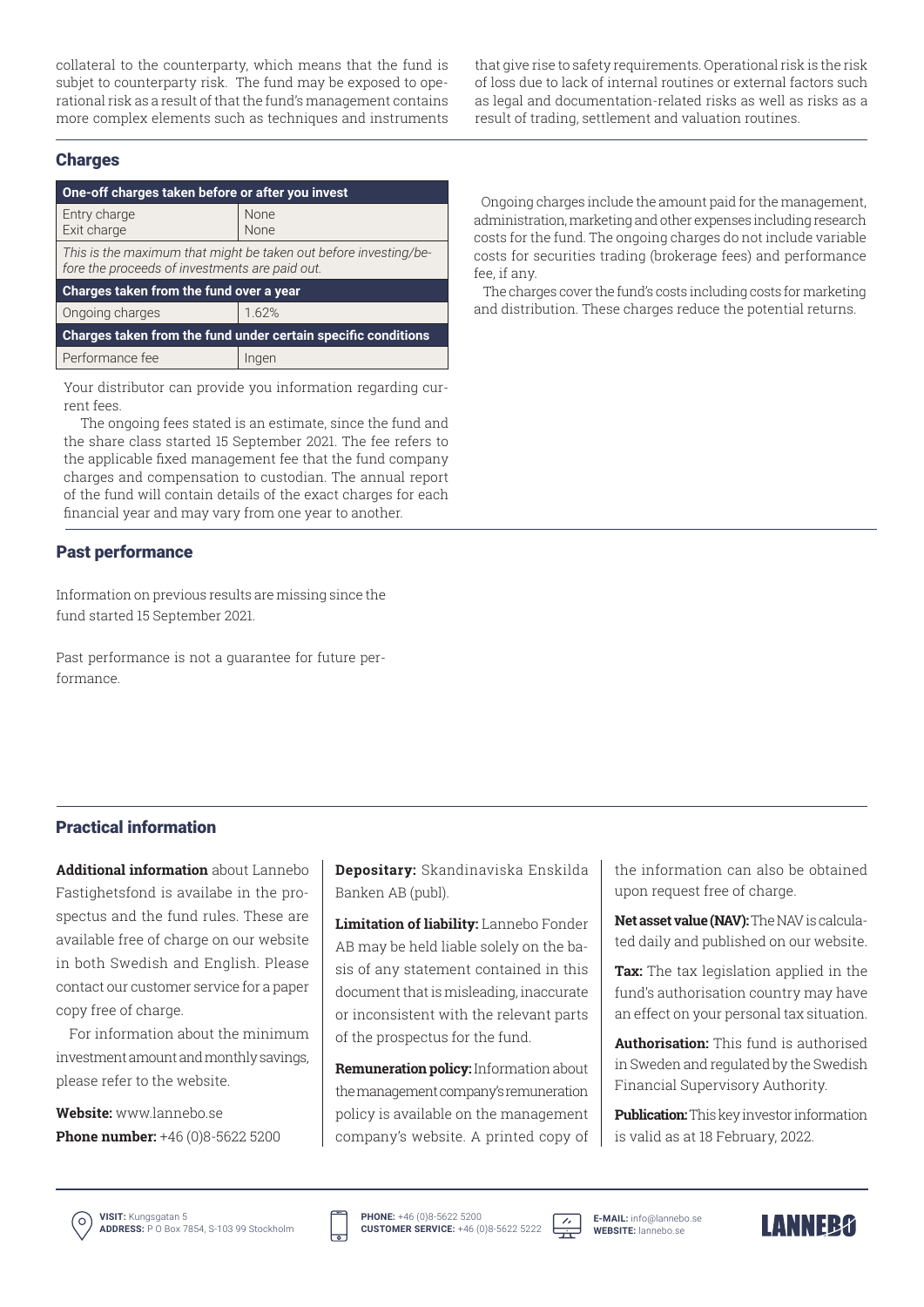collateral to the counterparty, which means that the fund is subjet to counterparty risk. The fund may be exposed to operational risk as a result of that the fund's management contains more complex elements such as techniques and instruments that give rise to safety requirements. Operational risk is the risk of loss due to lack of internal routines or external factors such as legal and documentation-related risks as well as risks as a result of trading, settlement and valuation routines.

## Charges

| One-off charges taken before or after you invest | |
|---|---|
| Entry charge<br>Exit charge | None<br>None |
| *This is the maximum that might be taken out before investing/before the proceeds of investments are paid out.* | |
| **Charges taken from the fund over a year** | |
| Ongoing charges | 1.62% |
| **Charges taken from the fund under certain specific conditions** | |
| Performance fee | Ingen |

Your distributor can provide you information regarding current fees.

The ongoing fees stated is an estimate, since the fund and the share class started 15 September 2021. The fee refers to the applicable fixed management fee that the fund company charges and compensation to custodian. The annual report of the fund will contain details of the exact charges for each financial year and may vary from one year to another.

Ongoing charges include the amount paid for the management, administration, marketing and other expenses including research costs for the fund. The ongoing charges do not include variable costs for securities trading (brokerage fees) and performance fee, if any.

The charges cover the fund's costs including costs for marketing and distribution. These charges reduce the potential returns.

## Past performance

Information on previous results are missing since the fund started 15 September 2021.

Past performance is not a guarantee for future performance.

## Practical information

**Additional information** about Lannebo Fastighetsfond is availabe in the prospectus and the fund rules. These are available free of charge on our website in both Swedish and English. Please contact our customer service for a paper copy free of charge.

For information about the minimum investment amount and monthly savings, please refer to the website.

**Website:** www.lannebo.se
**Phone number:** +46 (0)8-5622 5200

**Depositary:** Skandinaviska Enskilda Banken AB (publ).

**Limitation of liability:** Lannebo Fonder AB may be held liable solely on the basis of any statement contained in this document that is misleading, inaccurate or inconsistent with the relevant parts of the prospectus for the fund.

**Remuneration policy:** Information about the management company's remuneration policy is available on the management company's website. A printed copy of the information can also be obtained upon request free of charge.

**Net asset value (NAV):** The NAV is calculated daily and published on our website.

**Tax:** The tax legislation applied in the fund's authorisation country may have an effect on your personal tax situation.

**Authorisation:** This fund is authorised in Sweden and regulated by the Swedish Financial Supervisory Authority.

**Publication:** This key investor information is valid as at 18 February, 2022.

**VISIT:** Kungsgatan 5
**ADDRESS:** P O Box 7854, S-103 99 Stockholm

**PHONE:** +46 (0)8-5622 5200
**CUSTOMER SERVICE:** +46 (0)8-5622 5222

**E-MAIL:** info@lannebo.se
**WEBSITE:** lannebo.se

LANNEBO